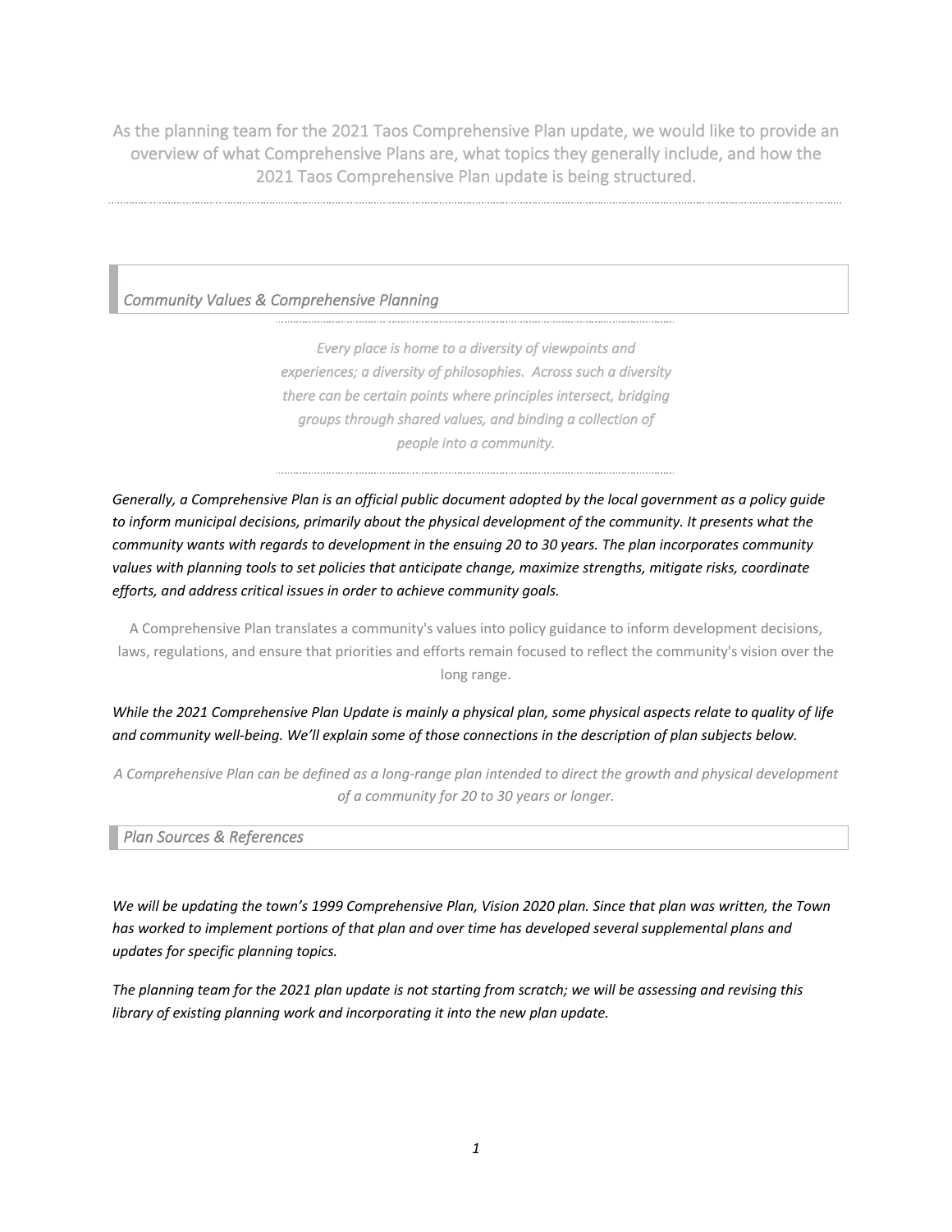As the planning team for the 2021 Taos Comprehensive Plan update, we would like to provide an overview of what Comprehensive Plans are, what topics they generally include, and how the 2021 Taos Comprehensive Plan update is being structured.

## *Community Values & Comprehensive Planning*

*Every place is home to a diversity of viewpoints and experiences; a diversity of philosophies. Across such a diversity there can be certain points where principles intersect, bridging groups through shared values, and binding a collection of people into a community.*

*Generally, a Comprehensive Plan is an official public document adopted by the local government as a policy guide to inform municipal decisions, primarily about the physical development of the community. It presents what the community wants with regards to development in the ensuing 20 to 30 years. The plan incorporates community values with planning tools to set policies that anticipate change, maximize strengths, mitigate risks, coordinate efforts, and address critical issues in order to achieve community goals.*

A Comprehensive Plan translates a community's values into policy guidance to inform development decisions, laws, regulations, and ensure that priorities and efforts remain focused to reflect the community's vision over the long range.

*While the 2021 Comprehensive Plan Update is mainly a physical plan, some physical aspects relate to quality of life and community well-being. We'll explain some of those connections in the description of plan subjects below.*

*A Comprehensive Plan can be defined as a long-range plan intended to direct the growth and physical development of a community for 20 to 30 years or longer.*

## *Plan Sources & References*

*We will be updating the town's 1999 Comprehensive Plan, Vision 2020 plan. Since that plan was written, the Town has worked to implement portions of that plan and over time has developed several supplemental plans and updates for specific planning topics.*

*The planning team for the 2021 plan update is not starting from scratch; we will be assessing and revising this library of existing planning work and incorporating it into the new plan update.*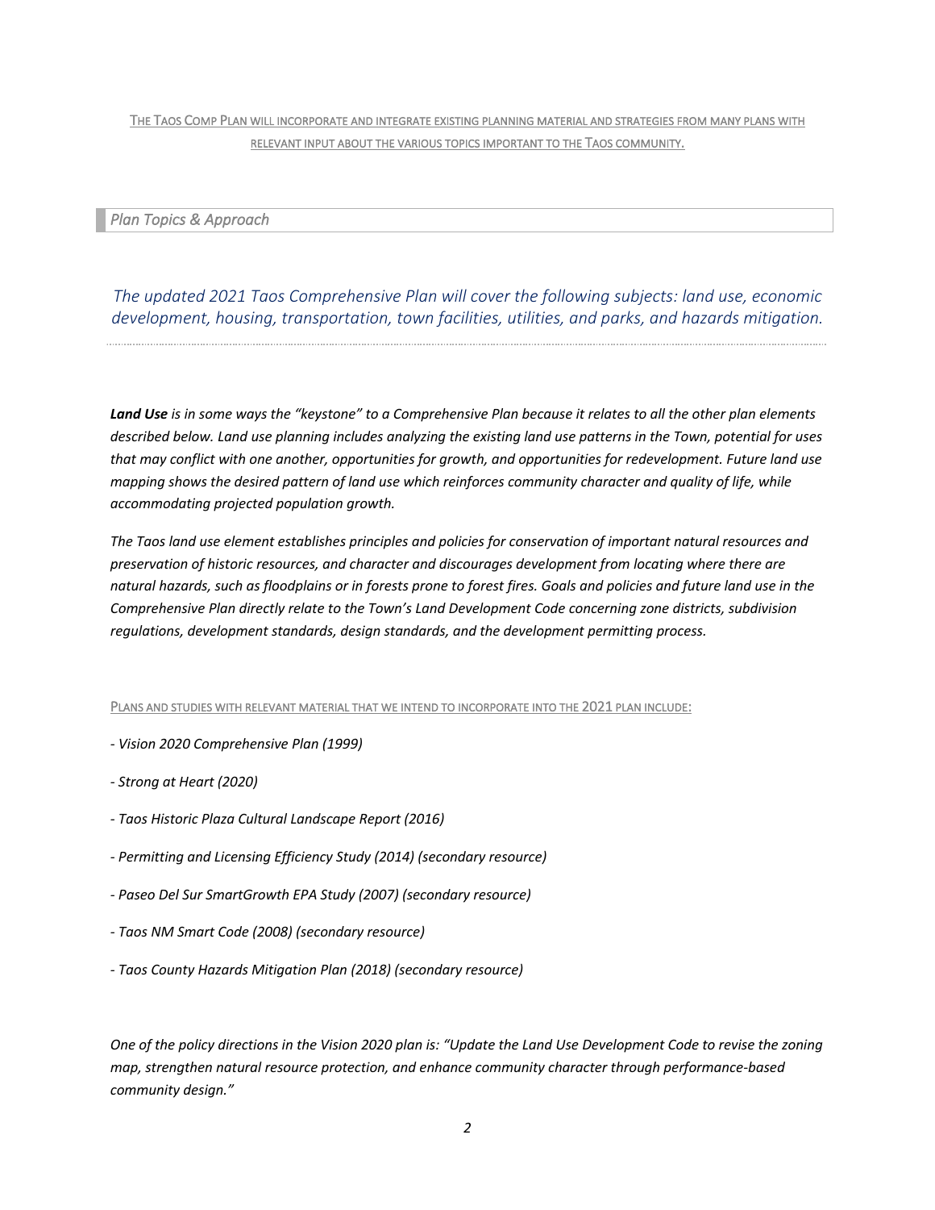<u>THE TAOS COMP PLAN WILL INCORPORATE AND INTEGRATE EXISTING PLANNING MATERIAL AND STRATEGIES FROM MANY PLANS WITH RELEVANT INPUT ABOUT THE VARIOUS TOPICS IMPORTANT TO THE TAOS COMMUNITY.</u>

## *Plan Topics & Approach*

*The updated 2021 Taos Comprehensive Plan will cover the following subjects: land use, economic development, housing, transportation, town facilities, utilities, and parks, and hazards mitigation.*

***Land Use** is in some ways the "keystone" to a Comprehensive Plan because it relates to all the other plan elements described below. Land use planning includes analyzing the existing land use patterns in the Town, potential for uses that may conflict with one another, opportunities for growth, and opportunities for redevelopment. Future land use mapping shows the desired pattern of land use which reinforces community character and quality of life, while accommodating projected population growth.*

*The Taos land use element establishes principles and policies for conservation of important natural resources and preservation of historic resources, and character and discourages development from locating where there are natural hazards, such as floodplains or in forests prone to forest fires. Goals and policies and future land use in the Comprehensive Plan directly relate to the Town's Land Development Code concerning zone districts, subdivision regulations, development standards, design standards, and the development permitting process.*

<u>PLANS AND STUDIES WITH RELEVANT MATERIAL THAT WE INTEND TO INCORPORATE INTO THE 2021 PLAN INCLUDE:</u>

- *Vision 2020 Comprehensive Plan (1999)*
- *Strong at Heart (2020)*
- *Taos Historic Plaza Cultural Landscape Report (2016)*
- *Permitting and Licensing Efficiency Study (2014) (secondary resource)*
- *Paseo Del Sur SmartGrowth EPA Study (2007) (secondary resource)*
- *Taos NM Smart Code (2008) (secondary resource)*
- *Taos County Hazards Mitigation Plan (2018) (secondary resource)*

*One of the policy directions in the Vision 2020 plan is: "Update the Land Use Development Code to revise the zoning map, strengthen natural resource protection, and enhance community character through performance-based community design."*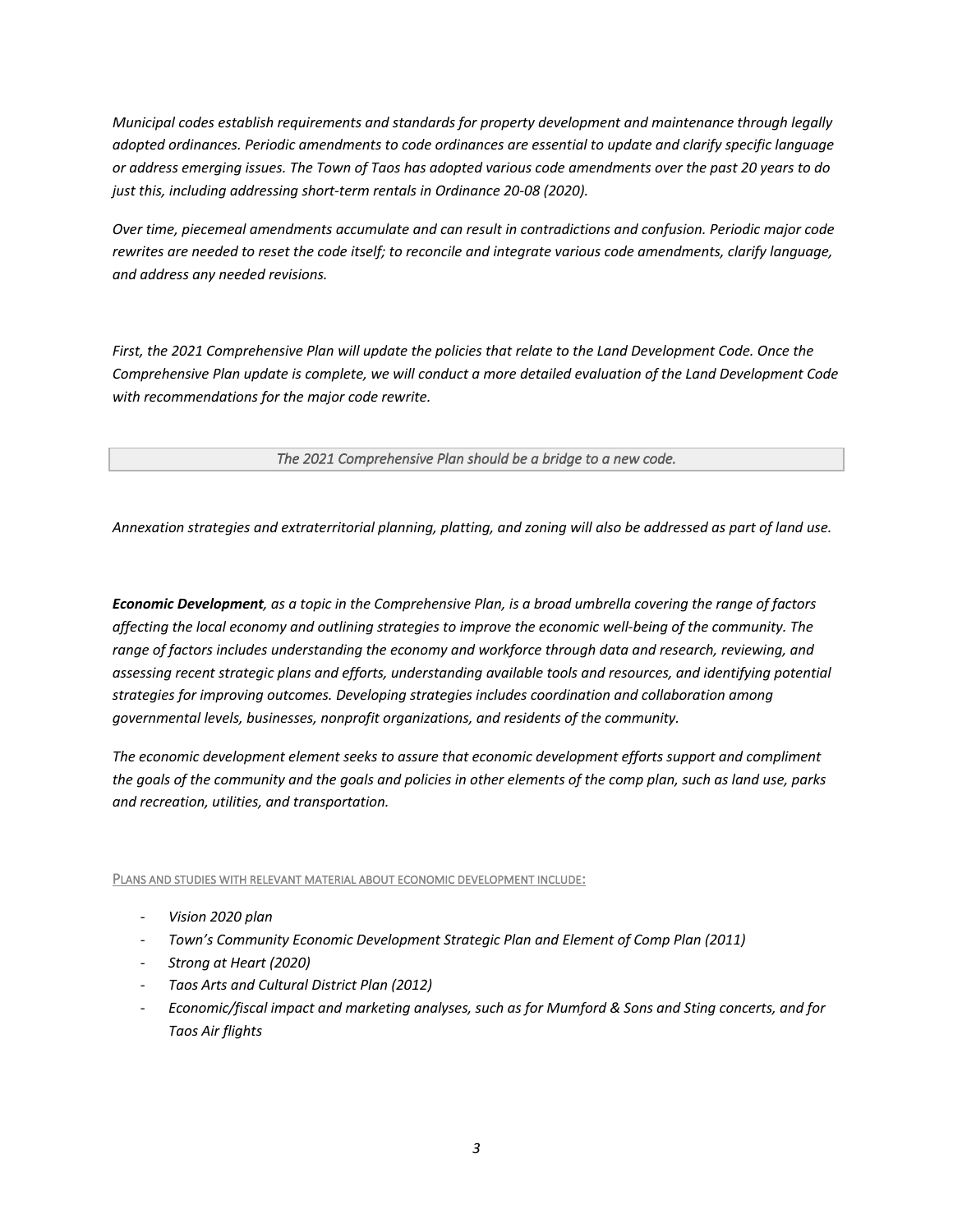*Municipal codes establish requirements and standards for property development and maintenance through legally adopted ordinances. Periodic amendments to code ordinances are essential to update and clarify specific language or address emerging issues. The Town of Taos has adopted various code amendments over the past 20 years to do just this, including addressing short-term rentals in Ordinance 20-08 (2020).*

*Over time, piecemeal amendments accumulate and can result in contradictions and confusion. Periodic major code rewrites are needed to reset the code itself; to reconcile and integrate various code amendments, clarify language, and address any needed revisions.*

*First, the 2021 Comprehensive Plan will update the policies that relate to the Land Development Code. Once the Comprehensive Plan update is complete, we will conduct a more detailed evaluation of the Land Development Code with recommendations for the major code rewrite.*

| *The 2021 Comprehensive Plan should be a bridge to a new code.* |
|---|

*Annexation strategies and extraterritorial planning, platting, and zoning will also be addressed as part of land use.*

***Economic Development**, as a topic in the Comprehensive Plan, is a broad umbrella covering the range of factors affecting the local economy and outlining strategies to improve the economic well-being of the community. The range of factors includes understanding the economy and workforce through data and research, reviewing, and assessing recent strategic plans and efforts, understanding available tools and resources, and identifying potential strategies for improving outcomes. Developing strategies includes coordination and collaboration among governmental levels, businesses, nonprofit organizations, and residents of the community.*

*The economic development element seeks to assure that economic development efforts support and compliment the goals of the community and the goals and policies in other elements of the comp plan, such as land use, parks and recreation, utilities, and transportation.*

PLANS AND STUDIES WITH RELEVANT MATERIAL ABOUT ECONOMIC DEVELOPMENT INCLUDE:

- *Vision 2020 plan*
- *Town's Community Economic Development Strategic Plan and Element of Comp Plan (2011)*
- *Strong at Heart (2020)*
- *Taos Arts and Cultural District Plan (2012)*
- *Economic/fiscal impact and marketing analyses, such as for Mumford & Sons and Sting concerts, and for Taos Air flights*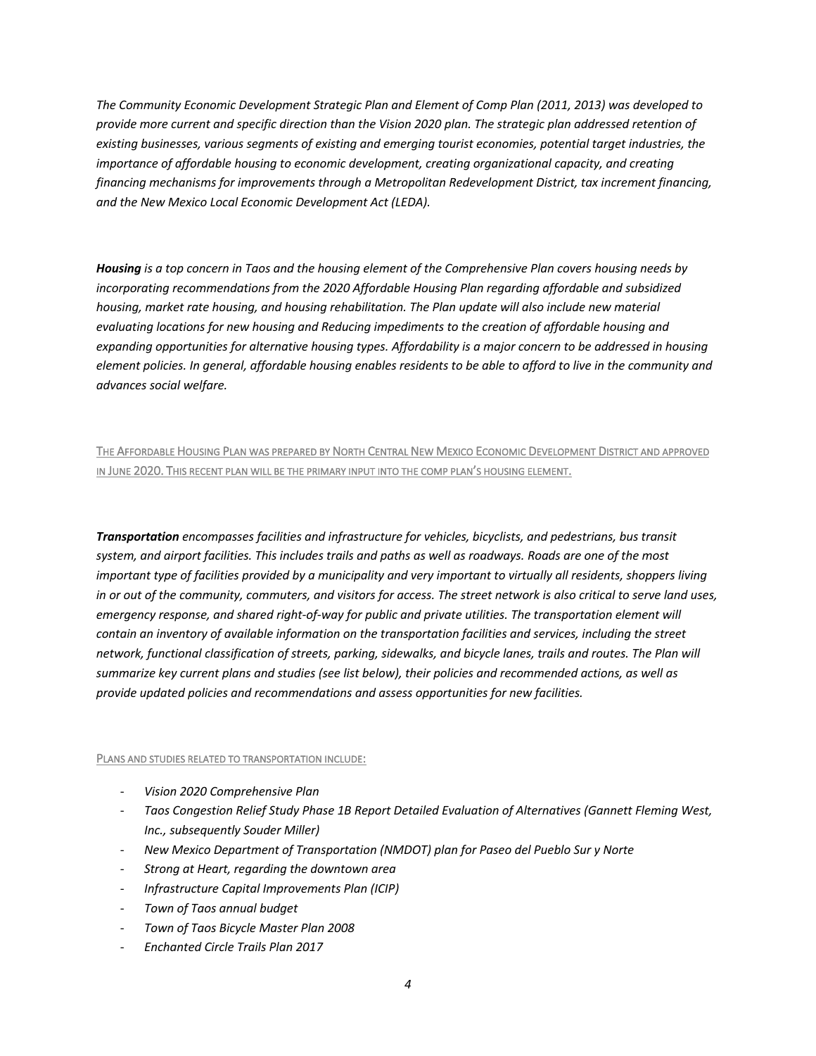*The Community Economic Development Strategic Plan and Element of Comp Plan (2011, 2013) was developed to provide more current and specific direction than the Vision 2020 plan. The strategic plan addressed retention of existing businesses, various segments of existing and emerging tourist economies, potential target industries, the importance of affordable housing to economic development, creating organizational capacity, and creating financing mechanisms for improvements through a Metropolitan Redevelopment District, tax increment financing, and the New Mexico Local Economic Development Act (LEDA).*

***Housing** is a top concern in Taos and the housing element of the Comprehensive Plan covers housing needs by incorporating recommendations from the 2020 Affordable Housing Plan regarding affordable and subsidized housing, market rate housing, and housing rehabilitation. The Plan update will also include new material evaluating locations for new housing and Reducing impediments to the creation of affordable housing and expanding opportunities for alternative housing types. Affordability is a major concern to be addressed in housing element policies. In general, affordable housing enables residents to be able to afford to live in the community and advances social welfare.*

THE AFFORDABLE HOUSING PLAN WAS PREPARED BY NORTH CENTRAL NEW MEXICO ECONOMIC DEVELOPMENT DISTRICT AND APPROVED IN JUNE 2020. THIS RECENT PLAN WILL BE THE PRIMARY INPUT INTO THE COMP PLAN'S HOUSING ELEMENT.

***Transportation** encompasses facilities and infrastructure for vehicles, bicyclists, and pedestrians, bus transit system, and airport facilities. This includes trails and paths as well as roadways. Roads are one of the most important type of facilities provided by a municipality and very important to virtually all residents, shoppers living in or out of the community, commuters, and visitors for access. The street network is also critical to serve land uses, emergency response, and shared right-of-way for public and private utilities. The transportation element will contain an inventory of available information on the transportation facilities and services, including the street network, functional classification of streets, parking, sidewalks, and bicycle lanes, trails and routes. The Plan will summarize key current plans and studies (see list below), their policies and recommended actions, as well as provide updated policies and recommendations and assess opportunities for new facilities.*

PLANS AND STUDIES RELATED TO TRANSPORTATION INCLUDE:

- *Vision 2020 Comprehensive Plan*
- *Taos Congestion Relief Study Phase 1B Report Detailed Evaluation of Alternatives (Gannett Fleming West, Inc., subsequently Souder Miller)*
- *New Mexico Department of Transportation (NMDOT) plan for Paseo del Pueblo Sur y Norte*
- *Strong at Heart, regarding the downtown area*
- *Infrastructure Capital Improvements Plan (ICIP)*
- *Town of Taos annual budget*
- *Town of Taos Bicycle Master Plan 2008*
- *Enchanted Circle Trails Plan 2017*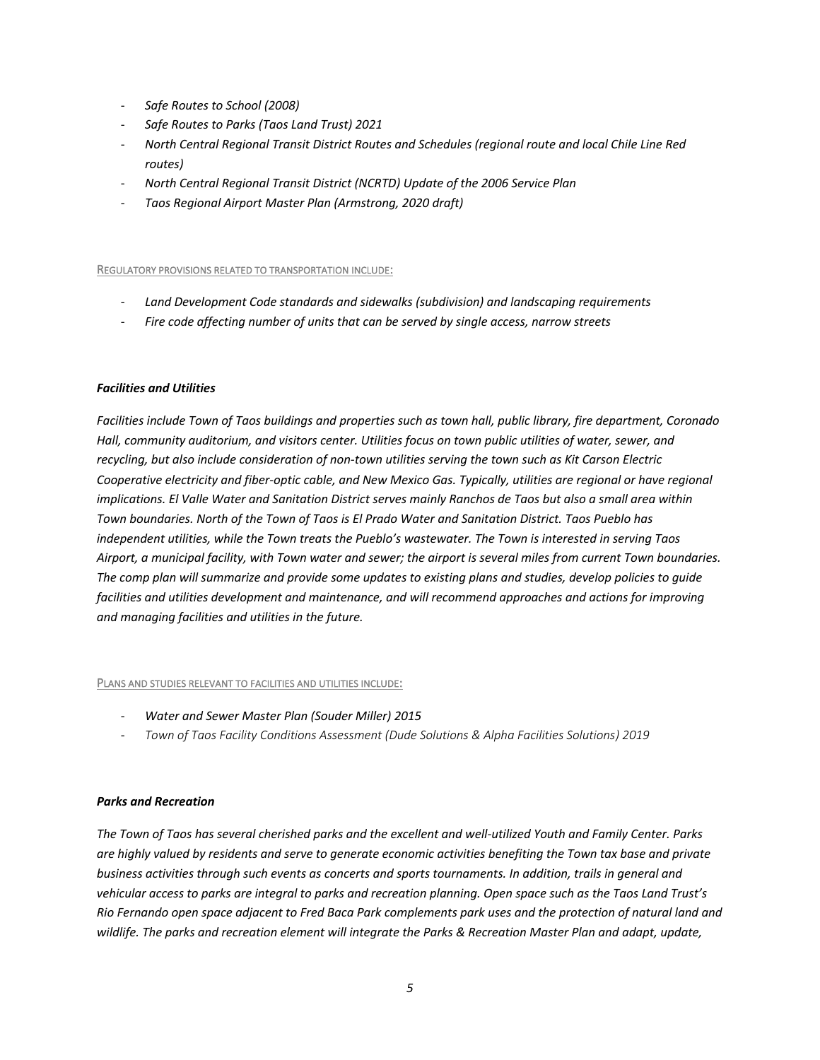- *Safe Routes to School (2008)*
- *Safe Routes to Parks (Taos Land Trust) 2021*
- *North Central Regional Transit District Routes and Schedules (regional route and local Chile Line Red routes)*
- *North Central Regional Transit District (NCRTD) Update of the 2006 Service Plan*
- *Taos Regional Airport Master Plan (Armstrong, 2020 draft)*

REGULATORY PROVISIONS RELATED TO TRANSPORTATION INCLUDE:

- *Land Development Code standards and sidewalks (subdivision) and landscaping requirements*
- *Fire code affecting number of units that can be served by single access, narrow streets*

### *Facilities and Utilities*

*Facilities include Town of Taos buildings and properties such as town hall, public library, fire department, Coronado Hall, community auditorium, and visitors center. Utilities focus on town public utilities of water, sewer, and recycling, but also include consideration of non-town utilities serving the town such as Kit Carson Electric Cooperative electricity and fiber-optic cable, and New Mexico Gas. Typically, utilities are regional or have regional implications. El Valle Water and Sanitation District serves mainly Ranchos de Taos but also a small area within Town boundaries. North of the Town of Taos is El Prado Water and Sanitation District. Taos Pueblo has independent utilities, while the Town treats the Pueblo's wastewater. The Town is interested in serving Taos Airport, a municipal facility, with Town water and sewer; the airport is several miles from current Town boundaries. The comp plan will summarize and provide some updates to existing plans and studies, develop policies to guide facilities and utilities development and maintenance, and will recommend approaches and actions for improving and managing facilities and utilities in the future.*

PLANS AND STUDIES RELEVANT TO FACILITIES AND UTILITIES INCLUDE:

- *Water and Sewer Master Plan (Souder Miller) 2015*
- *Town of Taos Facility Conditions Assessment (Dude Solutions & Alpha Facilities Solutions) 2019*

### *Parks and Recreation*

*The Town of Taos has several cherished parks and the excellent and well-utilized Youth and Family Center. Parks are highly valued by residents and serve to generate economic activities benefiting the Town tax base and private business activities through such events as concerts and sports tournaments. In addition, trails in general and vehicular access to parks are integral to parks and recreation planning. Open space such as the Taos Land Trust's Rio Fernando open space adjacent to Fred Baca Park complements park uses and the protection of natural land and wildlife. The parks and recreation element will integrate the Parks & Recreation Master Plan and adapt, update,*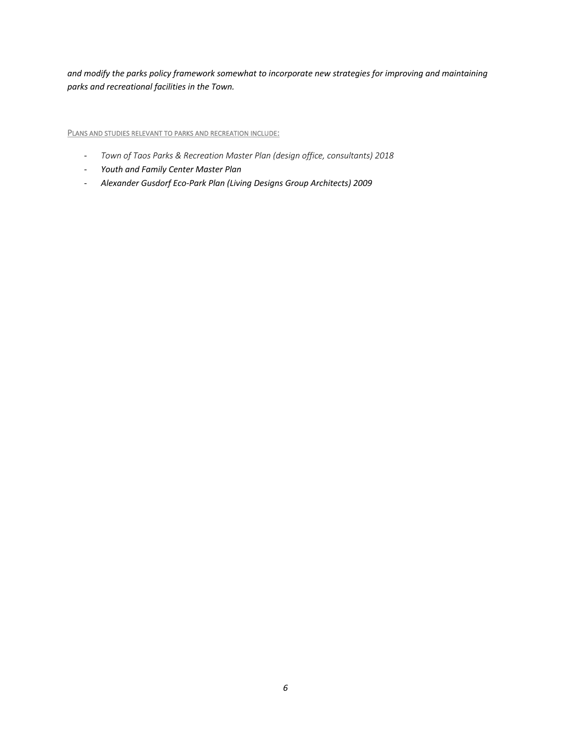***and modify the parks policy framework somewhat to incorporate new strategies for improving and maintaining parks and recreational facilities in the Town.***

PLANS AND STUDIES RELEVANT TO PARKS AND RECREATION INCLUDE:

- *Town of Taos Parks & Recreation Master Plan (design office, consultants) 2018*
- ***Youth and Family Center Master Plan***
- ***Alexander Gusdorf Eco-Park Plan (Living Designs Group Architects) 2009***